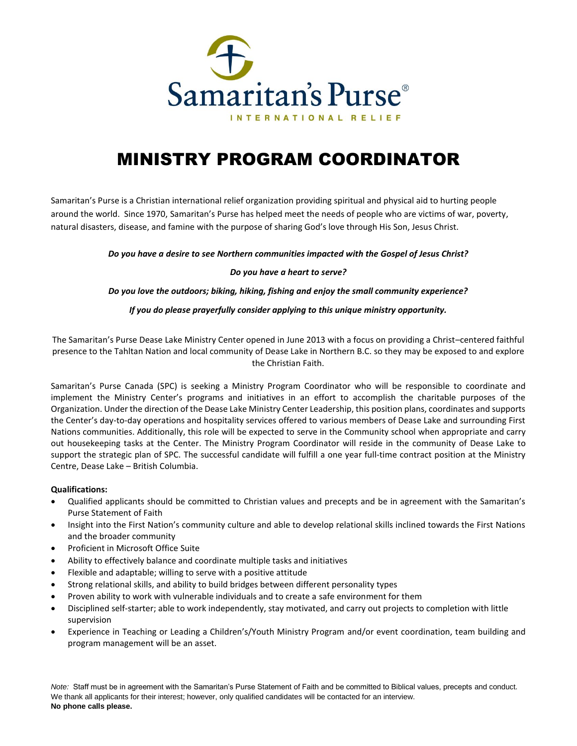Samaritan's Purse®

INTERNATIONAL RELIEF

# MINISTRY PROGRAM COORDINATOR

Samaritan's Purse is a Christian international relief organization providing spiritual and physical aid to hurting people around the world. Since 1970, Samaritan's Purse has helped meet the needs of people who are victims of war, poverty, natural disasters, disease, and famine with the purpose of sharing God's love through His Son, Jesus Christ.

***Do you have a desire to see Northern communities impacted with the Gospel of Jesus Christ?***

***Do you have a heart to serve?***

***Do you love the outdoors; biking, hiking, fishing and enjoy the small community experience?***

***If you do please prayerfully consider applying to this unique ministry opportunity.***

The Samaritan's Purse Dease Lake Ministry Center opened in June 2013 with a focus on providing a Christ–centered faithful presence to the Tahltan Nation and local community of Dease Lake in Northern B.C. so they may be exposed to and explore the Christian Faith.

Samaritan's Purse Canada (SPC) is seeking a Ministry Program Coordinator who will be responsible to coordinate and implement the Ministry Center's programs and initiatives in an effort to accomplish the charitable purposes of the Organization. Under the direction of the Dease Lake Ministry Center Leadership, this position plans, coordinates and supports the Center's day-to-day operations and hospitality services offered to various members of Dease Lake and surrounding First Nations communities. Additionally, this role will be expected to serve in the Community school when appropriate and carry out housekeeping tasks at the Center. The Ministry Program Coordinator will reside in the community of Dease Lake to support the strategic plan of SPC. The successful candidate will fulfill a one year full-time contract position at the Ministry Centre, Dease Lake – British Columbia.

**Qualifications:**

- Qualified applicants should be committed to Christian values and precepts and be in agreement with the Samaritan's Purse Statement of Faith
- Insight into the First Nation's community culture and able to develop relational skills inclined towards the First Nations and the broader community
- Proficient in Microsoft Office Suite
- Ability to effectively balance and coordinate multiple tasks and initiatives
- Flexible and adaptable; willing to serve with a positive attitude
- Strong relational skills, and ability to build bridges between different personality types
- Proven ability to work with vulnerable individuals and to create a safe environment for them
- Disciplined self-starter; able to work independently, stay motivated, and carry out projects to completion with little supervision
- Experience in Teaching or Leading a Children's/Youth Ministry Program and/or event coordination, team building and program management will be an asset.

*Note:* Staff must be in agreement with the Samaritan's Purse Statement of Faith and be committed to Biblical values, precepts and conduct. We thank all applicants for their interest; however, only qualified candidates will be contacted for an interview.
**No phone calls please.**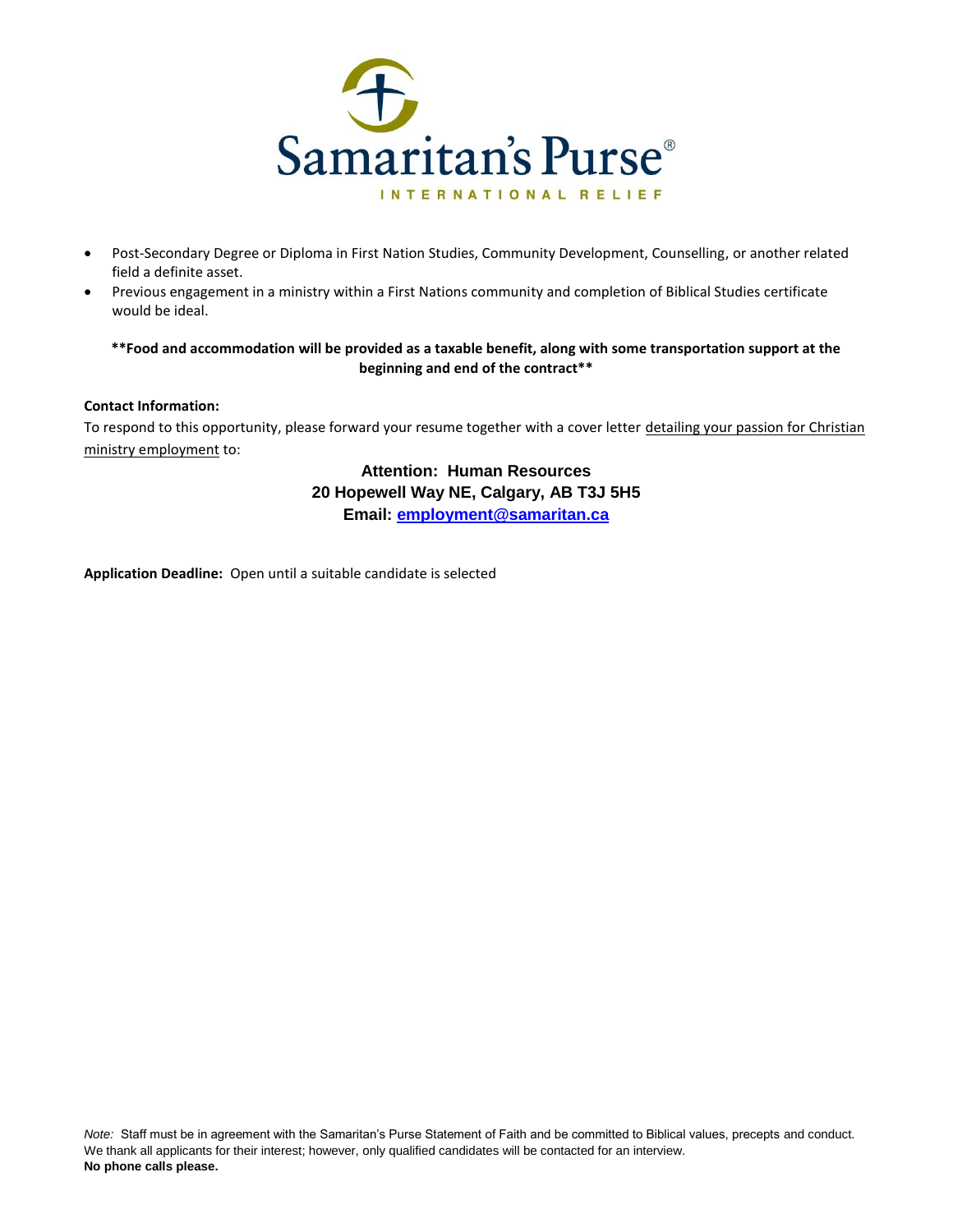- Post-Secondary Degree or Diploma in First Nation Studies, Community Development, Counselling, or another related field a definite asset.
- Previous engagement in a ministry within a First Nations community and completion of Biblical Studies certificate would be ideal.

**\*\*Food and accommodation will be provided as a taxable benefit, along with some transportation support at the beginning and end of the contract\*\***

**Contact Information:**

To respond to this opportunity, please forward your resume together with a cover letter detailing your passion for Christian ministry employment to:

**Attention: Human Resources**
**20 Hopewell Way NE, Calgary, AB T3J 5H5**
**Email: employment@samaritan.ca**

**Application Deadline:** Open until a suitable candidate is selected

*Note:* Staff must be in agreement with the Samaritan's Purse Statement of Faith and be committed to Biblical values, precepts and conduct. We thank all applicants for their interest; however, only qualified candidates will be contacted for an interview.
**No phone calls please.**